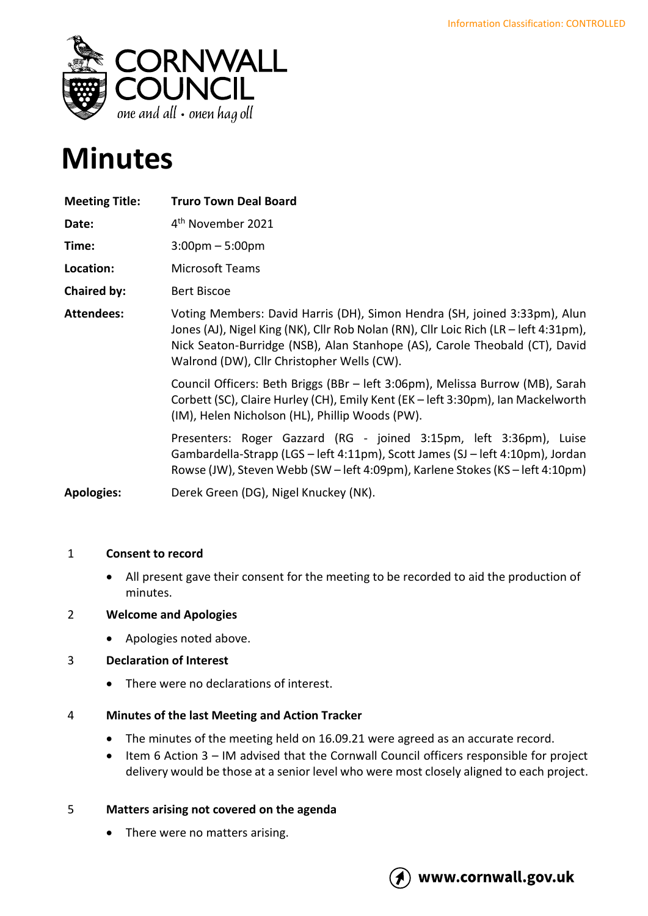Information Classification: CONTROLLED

# Minutes

| | |
|---|---|
| **Meeting Title:** | **Truro Town Deal Board** |
| **Date:** | 4th November 2021 |
| **Time:** | 3:00pm – 5:00pm |
| **Location:** | Microsoft Teams |
| **Chaired by:** | Bert Biscoe |
| **Attendees:** | Voting Members: David Harris (DH), Simon Hendra (SH, joined 3:33pm), Alun Jones (AJ), Nigel King (NK), Cllr Rob Nolan (RN), Cllr Loic Rich (LR – left 4:31pm), Nick Seaton-Burridge (NSB), Alan Stanhope (AS), Carole Theobald (CT), David Walrond (DW), Cllr Christopher Wells (CW). |
| | Council Officers: Beth Briggs (BBr – left 3:06pm), Melissa Burrow (MB), Sarah Corbett (SC), Claire Hurley (CH), Emily Kent (EK – left 3:30pm), Ian Mackelworth (IM), Helen Nicholson (HL), Phillip Woods (PW). |
| | Presenters: Roger Gazzard (RG - joined 3:15pm, left 3:36pm), Luise Gambardella-Strapp (LGS – left 4:11pm), Scott James (SJ – left 4:10pm), Jordan Rowse (JW), Steven Webb (SW – left 4:09pm), Karlene Stokes (KS – left 4:10pm) |
| **Apologies:** | Derek Green (DG), Nigel Knuckey (NK). |

1 **Consent to record**

- All present gave their consent for the meeting to be recorded to aid the production of minutes.

2 **Welcome and Apologies**

- Apologies noted above.

3 **Declaration of Interest**

- There were no declarations of interest.

4 **Minutes of the last Meeting and Action Tracker**

- The minutes of the meeting held on 16.09.21 were agreed as an accurate record.
- Item 6 Action 3 – IM advised that the Cornwall Council officers responsible for project delivery would be those at a senior level who were most closely aligned to each project.

5 **Matters arising not covered on the agenda**

- There were no matters arising.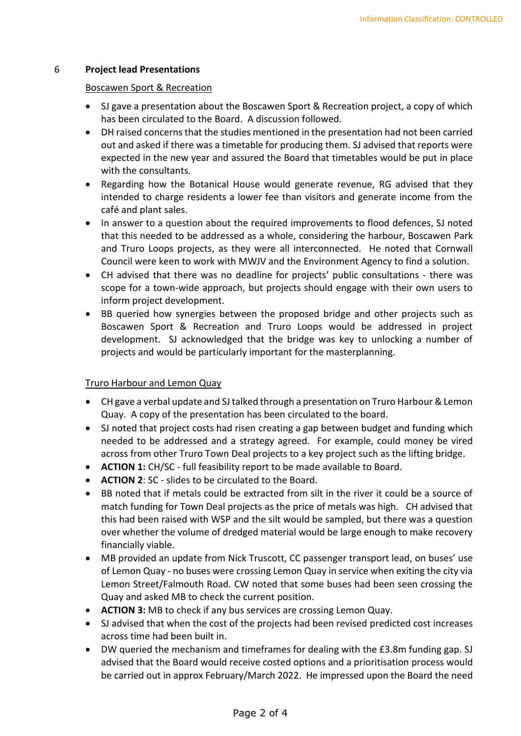## 6 Project lead Presentations

Boscawen Sport & Recreation

- SJ gave a presentation about the Boscawen Sport & Recreation project, a copy of which has been circulated to the Board. A discussion followed.
- DH raised concerns that the studies mentioned in the presentation had not been carried out and asked if there was a timetable for producing them. SJ advised that reports were expected in the new year and assured the Board that timetables would be put in place with the consultants.
- Regarding how the Botanical House would generate revenue, RG advised that they intended to charge residents a lower fee than visitors and generate income from the café and plant sales.
- In answer to a question about the required improvements to flood defences, SJ noted that this needed to be addressed as a whole, considering the harbour, Boscawen Park and Truro Loops projects, as they were all interconnected. He noted that Cornwall Council were keen to work with MWJV and the Environment Agency to find a solution.
- CH advised that there was no deadline for projects' public consultations - there was scope for a town-wide approach, but projects should engage with their own users to inform project development.
- BB queried how synergies between the proposed bridge and other projects such as Boscawen Sport & Recreation and Truro Loops would be addressed in project development. SJ acknowledged that the bridge was key to unlocking a number of projects and would be particularly important for the masterplanning.

Truro Harbour and Lemon Quay

- CH gave a verbal update and SJ talked through a presentation on Truro Harbour & Lemon Quay. A copy of the presentation has been circulated to the board.
- SJ noted that project costs had risen creating a gap between budget and funding which needed to be addressed and a strategy agreed. For example, could money be vired across from other Truro Town Deal projects to a key project such as the lifting bridge.
- **ACTION 1:** CH/SC - full feasibility report to be made available to Board.
- **ACTION 2**: SC - slides to be circulated to the Board.
- BB noted that if metals could be extracted from silt in the river it could be a source of match funding for Town Deal projects as the price of metals was high. CH advised that this had been raised with WSP and the silt would be sampled, but there was a question over whether the volume of dredged material would be large enough to make recovery financially viable.
- MB provided an update from Nick Truscott, CC passenger transport lead, on buses' use of Lemon Quay - no buses were crossing Lemon Quay in service when exiting the city via Lemon Street/Falmouth Road. CW noted that some buses had been seen crossing the Quay and asked MB to check the current position.
- **ACTION 3:** MB to check if any bus services are crossing Lemon Quay.
- SJ advised that when the cost of the projects had been revised predicted cost increases across time had been built in.
- DW queried the mechanism and timeframes for dealing with the £3.8m funding gap. SJ advised that the Board would receive costed options and a prioritisation process would be carried out in approx February/March 2022. He impressed upon the Board the need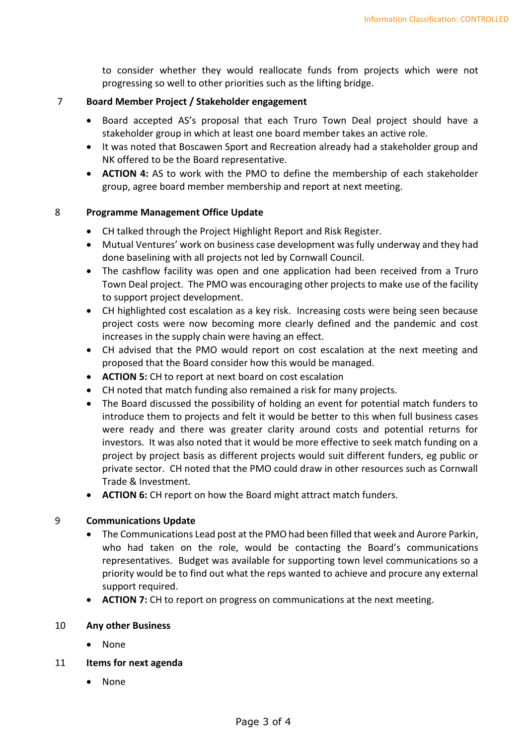to consider whether they would reallocate funds from projects which were not progressing so well to other priorities such as the lifting bridge.

## 7 Board Member Project / Stakeholder engagement

- Board accepted AS's proposal that each Truro Town Deal project should have a stakeholder group in which at least one board member takes an active role.
- It was noted that Boscawen Sport and Recreation already had a stakeholder group and NK offered to be the Board representative.
- **ACTION 4:** AS to work with the PMO to define the membership of each stakeholder group, agree board member membership and report at next meeting.

## 8 Programme Management Office Update

- CH talked through the Project Highlight Report and Risk Register.
- Mutual Ventures' work on business case development was fully underway and they had done baselining with all projects not led by Cornwall Council.
- The cashflow facility was open and one application had been received from a Truro Town Deal project. The PMO was encouraging other projects to make use of the facility to support project development.
- CH highlighted cost escalation as a key risk. Increasing costs were being seen because project costs were now becoming more clearly defined and the pandemic and cost increases in the supply chain were having an effect.
- CH advised that the PMO would report on cost escalation at the next meeting and proposed that the Board consider how this would be managed.
- **ACTION 5:** CH to report at next board on cost escalation
- CH noted that match funding also remained a risk for many projects.
- The Board discussed the possibility of holding an event for potential match funders to introduce them to projects and felt it would be better to this when full business cases were ready and there was greater clarity around costs and potential returns for investors. It was also noted that it would be more effective to seek match funding on a project by project basis as different projects would suit different funders, eg public or private sector. CH noted that the PMO could draw in other resources such as Cornwall Trade & Investment.
- **ACTION 6:** CH report on how the Board might attract match funders.

## 9 Communications Update

- The Communications Lead post at the PMO had been filled that week and Aurore Parkin, who had taken on the role, would be contacting the Board's communications representatives. Budget was available for supporting town level communications so a priority would be to find out what the reps wanted to achieve and procure any external support required.
- **ACTION 7:** CH to report on progress on communications at the next meeting.

## 10 Any other Business

- None

## 11 Items for next agenda

- None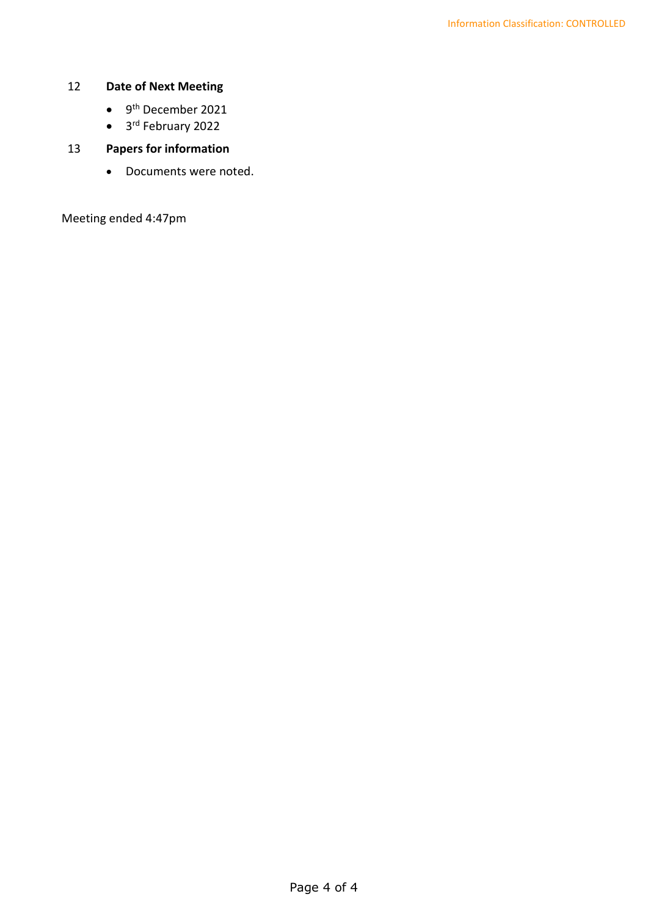## 12 Date of Next Meeting

- 9th December 2021
- 3rd February 2022

## 13 Papers for information

- Documents were noted.

Meeting ended 4:47pm